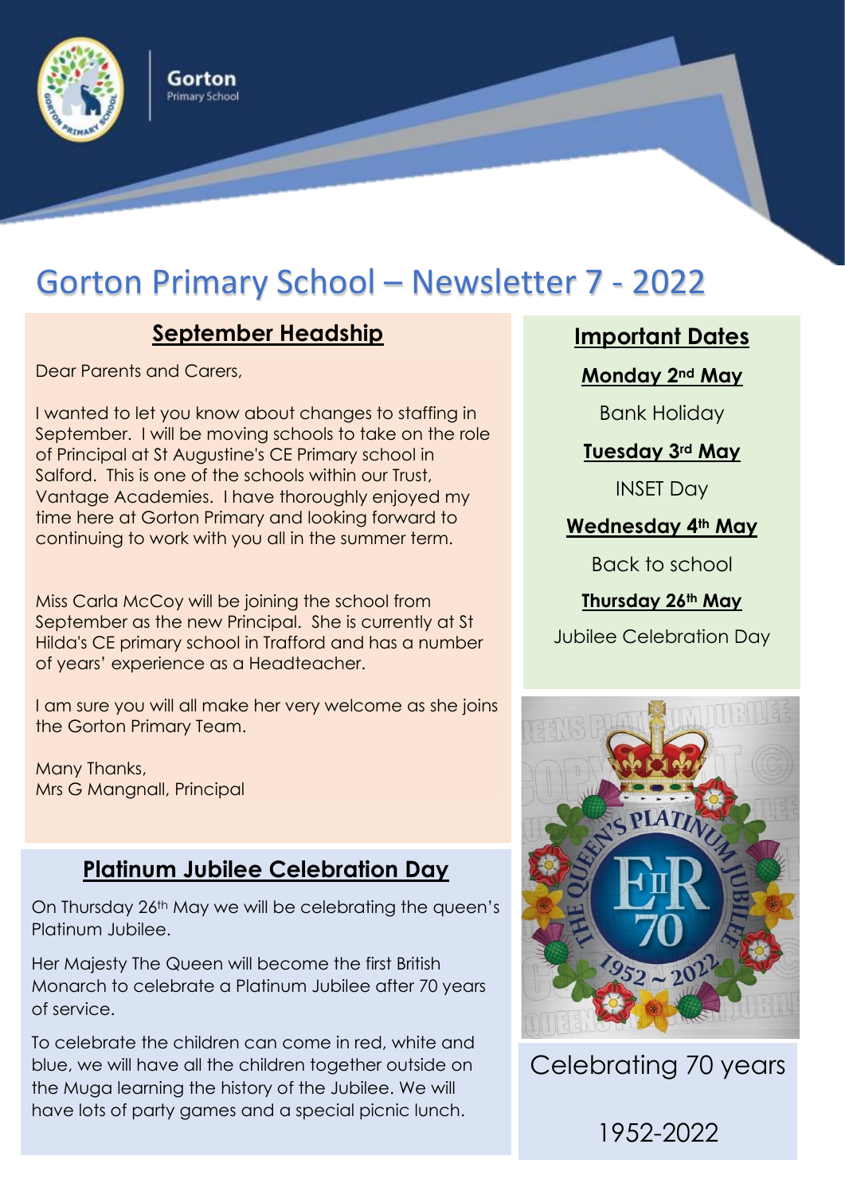Gorton
Primary School

# Gorton Primary School – Newsletter 7 - 2022

## September Headship

Dear Parents and Carers,

I wanted to let you know about changes to staffing in September. I will be moving schools to take on the role of Principal at St Augustine's CE Primary school in Salford. This is one of the schools within our Trust, Vantage Academies. I have thoroughly enjoyed my time here at Gorton Primary and looking forward to continuing to work with you all in the summer term.

Miss Carla McCoy will be joining the school from September as the new Principal. She is currently at St Hilda's CE primary school in Trafford and has a number of years' experience as a Headteacher.

I am sure you will all make her very welcome as she joins the Gorton Primary Team.

Many Thanks,
Mrs G Mangnall, Principal

## Platinum Jubilee Celebration Day

On Thursday 26th May we will be celebrating the queen's Platinum Jubilee.

Her Majesty The Queen will become the first British Monarch to celebrate a Platinum Jubilee after 70 years of service.

To celebrate the children can come in red, white and blue, we will have all the children together outside on the Muga learning the history of the Jubilee. We will have lots of party games and a special picnic lunch.

## Important Dates

**Monday 2nd May**

Bank Holiday

**Tuesday 3rd May**

INSET Day

**Wednesday 4th May**

Back to school

**Thursday 26th May**

Jubilee Celebration Day

Celebrating 70 years

1952-2022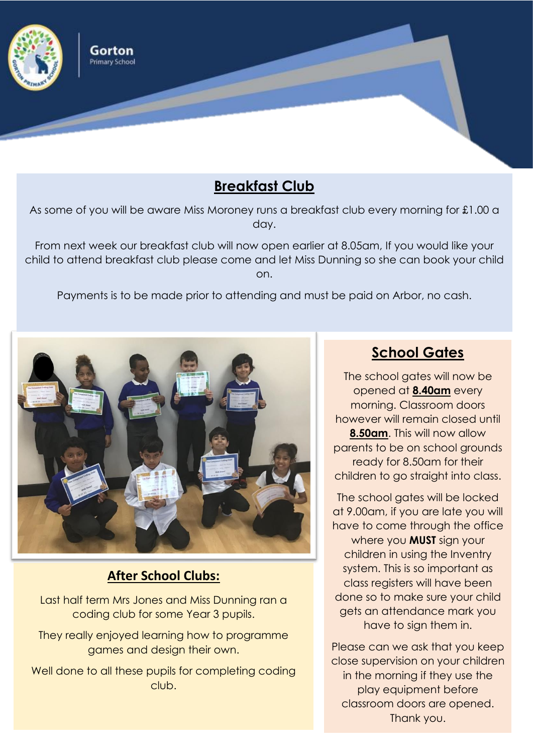## Breakfast Club

As some of you will be aware Miss Moroney runs a breakfast club every morning for £1.00 a day.

From next week our breakfast club will now open earlier at 8.05am, If you would like your child to attend breakfast club please come and let Miss Dunning so she can book your child on.

Payments is to be made prior to attending and must be paid on Arbor, no cash.

## After School Clubs:

Last half term Mrs Jones and Miss Dunning ran a coding club for some Year 3 pupils.

They really enjoyed learning how to programme games and design their own.

Well done to all these pupils for completing coding club.

## School Gates

The school gates will now be opened at **8.40am** every morning. Classroom doors however will remain closed until **8.50am**. This will now allow parents to be on school grounds ready for 8.50am for their children to go straight into class.

The school gates will be locked at 9.00am, if you are late you will have to come through the office where you **MUST** sign your children in using the Inventry system. This is so important as class registers will have been done so to make sure your child gets an attendance mark you have to sign them in.

Please can we ask that you keep close supervision on your children in the morning if they use the play equipment before classroom doors are opened. Thank you.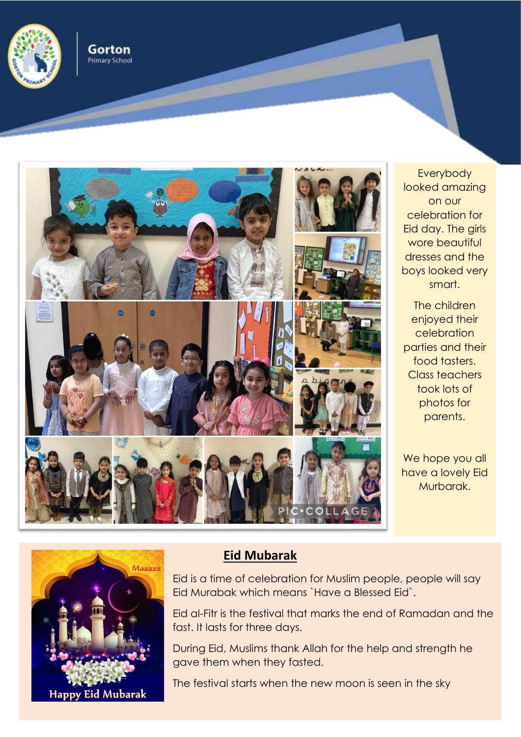Everybody looked amazing on our celebration for Eid day. The girls wore beautiful dresses and the boys looked very smart.

The children enjoyed their celebration parties and their food tasters. Class teachers took lots of photos for parents.

We hope you all have a lovely Eid Murbarak.

## Eid Mubarak

Eid is a time of celebration for Muslim people, people will say Eid Murabak which means `Have a Blessed Eid`.

Eid al-Fitr is the festival that marks the end of Ramadan and the fast. It lasts for three days.

During Eid, Muslims thank Allah for the help and strength he gave them when they fasted.

The festival starts when the new moon is seen in the sky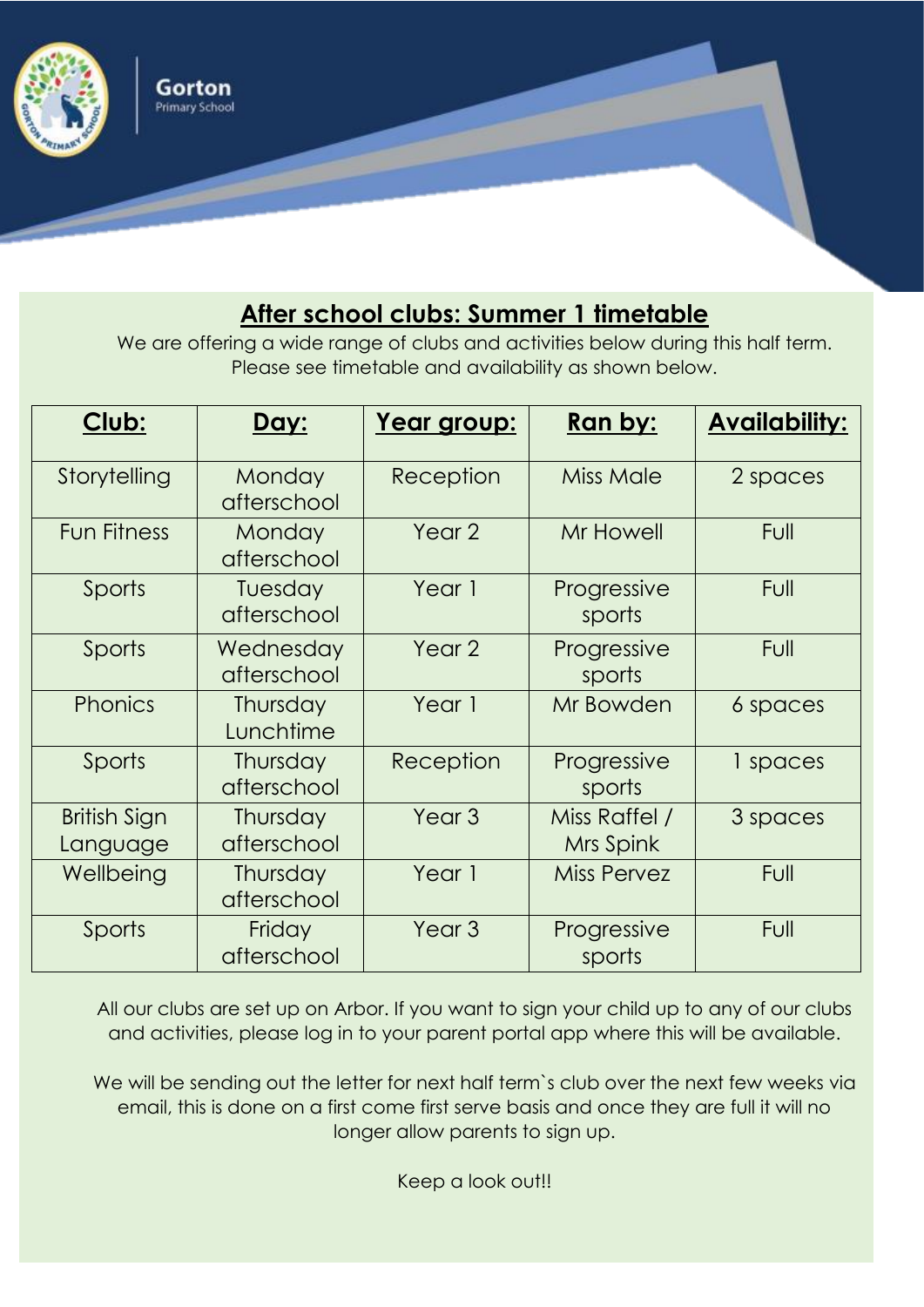Gorton
Primary School

## After school clubs: Summer 1 timetable

We are offering a wide range of clubs and activities below during this half term. Please see timetable and availability as shown below.

| Club: | Day: | Year group: | Ran by: | Availability: |
|---|---|---|---|---|
| Storytelling | Monday afterschool | Reception | Miss Male | 2 spaces |
| Fun Fitness | Monday afterschool | Year 2 | Mr Howell | Full |
| Sports | Tuesday afterschool | Year 1 | Progressive sports | Full |
| Sports | Wednesday afterschool | Year 2 | Progressive sports | Full |
| Phonics | Thursday Lunchtime | Year 1 | Mr Bowden | 6 spaces |
| Sports | Thursday afterschool | Reception | Progressive sports | 1 spaces |
| British Sign Language | Thursday afterschool | Year 3 | Miss Raffel / Mrs Spink | 3 spaces |
| Wellbeing | Thursday afterschool | Year 1 | Miss Pervez | Full |
| Sports | Friday afterschool | Year 3 | Progressive sports | Full |

All our clubs are set up on Arbor. If you want to sign your child up to any of our clubs and activities, please log in to your parent portal app where this will be available.

We will be sending out the letter for next half term`s club over the next few weeks via email, this is done on a first come first serve basis and once they are full it will no longer allow parents to sign up.

Keep a look out!!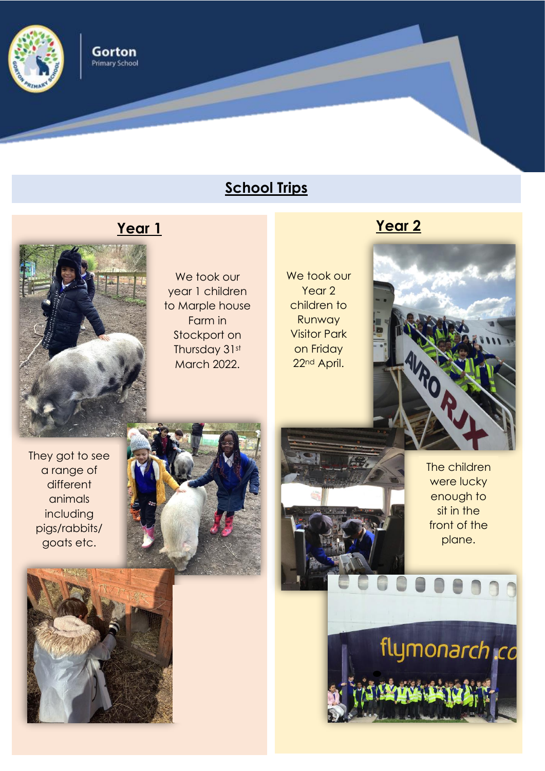Gorton
Primary School

# School Trips

## Year 1

We took our year 1 children to Marple house Farm in Stockport on Thursday 31st March 2022.

They got to see a range of different animals including pigs/rabbits/ goats etc.

## Year 2

We took our Year 2 children to Runway Visitor Park on Friday 22nd April.

The children were lucky enough to sit in the front of the plane.